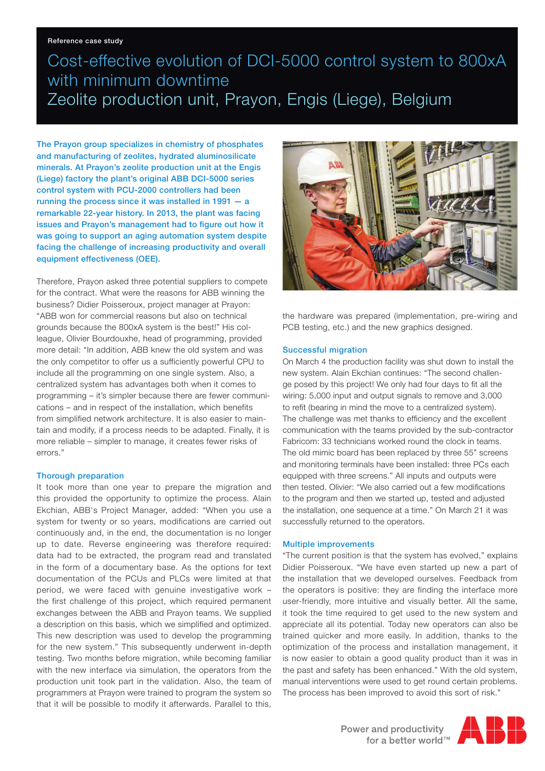Reference case study

# Cost-effective evolution of DCI-5000 control system to 800xA with minimum downtime
# Zeolite production unit, Prayon, Engis (Liege), Belgium

**The Prayon group specializes in chemistry of phosphates and manufacturing of zeolites, hydrated aluminosilicate minerals. At Prayon's zeolite production unit at the Engis (Liege) factory the plant's original ABB DCI-5000 series control system with PCU-2000 controllers had been running the process since it was installed in 1991 — a remarkable 22-year history. In 2013, the plant was facing issues and Prayon's management had to figure out how it was going to support an aging automation system despite facing the challenge of increasing productivity and overall equipment effectiveness (OEE).**

Therefore, Prayon asked three potential suppliers to compete for the contract. What were the reasons for ABB winning the business? Didier Poisseroux, project manager at Prayon: "ABB won for commercial reasons but also on technical grounds because the 800xA system is the best!" His colleague, Olivier Bourdouxhe, head of programming, provided more detail: "In addition, ABB knew the old system and was the only competitor to offer us a sufficiently powerful CPU to include all the programming on one single system. Also, a centralized system has advantages both when it comes to programming – it's simpler because there are fewer communications – and in respect of the installation, which benefits from simplified network architecture. It is also easier to maintain and modify, if a process needs to be adapted. Finally, it is more reliable – simpler to manage, it creates fewer risks of errors."

## Thorough preparation

It took more than one year to prepare the migration and this provided the opportunity to optimize the process. Alain Ekchian, ABB's Project Manager, added: "When you use a system for twenty or so years, modifications are carried out continuously and, in the end, the documentation is no longer up to date. Reverse engineering was therefore required: data had to be extracted, the program read and translated in the form of a documentary base. As the options for text documentation of the PCUs and PLCs were limited at that period, we were faced with genuine investigative work – the first challenge of this project, which required permanent exchanges between the ABB and Prayon teams. We supplied a description on this basis, which we simplified and optimized. This new description was used to develop the programming for the new system." This subsequently underwent in-depth testing. Two months before migration, while becoming familiar with the new interface via simulation, the operators from the production unit took part in the validation. Also, the team of programmers at Prayon were trained to program the system so that it will be possible to modify it afterwards. Parallel to this, the hardware was prepared (implementation, pre-wiring and PCB testing, etc.) and the new graphics designed.

## Successful migration

On March 4 the production facility was shut down to install the new system. Alain Ekchian continues: "The second challenge posed by this project! We only had four days to fit all the wiring: 5,000 input and output signals to remove and 3,000 to refit (bearing in mind the move to a centralized system). The challenge was met thanks to efficiency and the excellent communication with the teams provided by the sub-contractor Fabricom: 33 technicians worked round the clock in teams. The old mimic board has been replaced by three 55" screens and monitoring terminals have been installed: three PCs each equipped with three screens." All inputs and outputs were then tested. Olivier: "We also carried out a few modifications to the program and then we started up, tested and adjusted the installation, one sequence at a time." On March 21 it was successfully returned to the operators.

## Multiple improvements

"The current position is that the system has evolved," explains Didier Poisseroux. "We have even started up new a part of the installation that we developed ourselves. Feedback from the operators is positive: they are finding the interface more user-friendly, more intuitive and visually better. All the same, it took the time required to get used to the new system and appreciate all its potential. Today new operators can also be trained quicker and more easily. In addition, thanks to the optimization of the process and installation management, it is now easier to obtain a good quality product than it was in the past and safety has been enhanced." With the old system, manual interventions were used to get round certain problems. The process has been improved to avoid this sort of risk."

Power and productivity for a better world™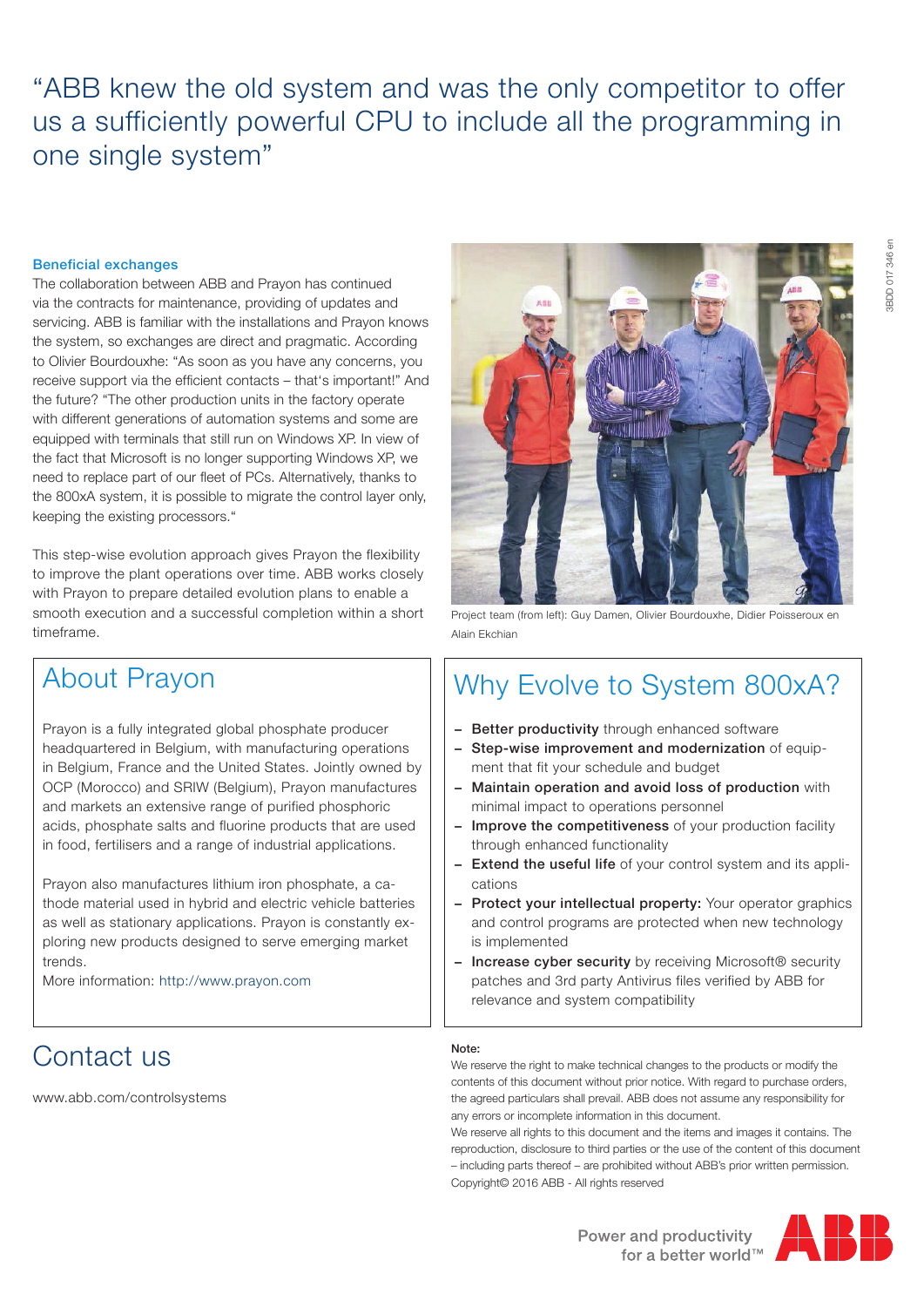# “ABB knew the old system and was the only competitor to offer us a sufficiently powerful CPU to include all the programming in one single system”

### Beneficial exchanges

The collaboration between ABB and Prayon has continued via the contracts for maintenance, providing of updates and servicing. ABB is familiar with the installations and Prayon knows the system, so exchanges are direct and pragmatic. According to Olivier Bourdouxhe: “As soon as you have any concerns, you receive support via the efficient contacts – that's important!” And the future? “The other production units in the factory operate with different generations of automation systems and some are equipped with terminals that still run on Windows XP. In view of the fact that Microsoft is no longer supporting Windows XP, we need to replace part of our fleet of PCs. Alternatively, thanks to the 800xA system, it is possible to migrate the control layer only, keeping the existing processors.“

This step-wise evolution approach gives Prayon the flexibility to improve the plant operations over time. ABB works closely with Prayon to prepare detailed evolution plans to enable a smooth execution and a successful completion within a short timeframe.

Project team (from left): Guy Damen, Olivier Bourdouxhe, Didier Poisseroux en Alain Ekchian

## About Prayon

Prayon is a fully integrated global phosphate producer headquartered in Belgium, with manufacturing operations in Belgium, France and the United States. Jointly owned by OCP (Morocco) and SRIW (Belgium), Prayon manufactures and markets an extensive range of purified phosphoric acids, phosphate salts and fluorine products that are used in food, fertilisers and a range of industrial applications.

Prayon also manufactures lithium iron phosphate, a cathode material used in hybrid and electric vehicle batteries as well as stationary applications. Prayon is constantly exploring new products designed to serve emerging market trends.
More information: http://www.prayon.com

## Why Evolve to System 800xA?

- **Better productivity** through enhanced software
- **Step-wise improvement and modernization** of equipment that fit your schedule and budget
- **Maintain operation and avoid loss of production** with minimal impact to operations personnel
- **Improve the competitiveness** of your production facility through enhanced functionality
- **Extend the useful life** of your control system and its applications
- **Protect your intellectual property:** Your operator graphics and control programs are protected when new technology is implemented
- **Increase cyber security** by receiving Microsoft® security patches and 3rd party Antivirus files verified by ABB for relevance and system compatibility

## Contact us

www.abb.com/controlsystems

**Note:**
We reserve the right to make technical changes to the products or modify the contents of this document without prior notice. With regard to purchase orders, the agreed particulars shall prevail. ABB does not assume any responsibility for any errors or incomplete information in this document.
We reserve all rights to this document and the items and images it contains. The reproduction, disclosure to third parties or the use of the content of this document – including parts thereof – are prohibited without ABB's prior written permission.
Copyright© 2016 ABB - All rights reserved

3BDD 017 346 en

Power and productivity for a better world™